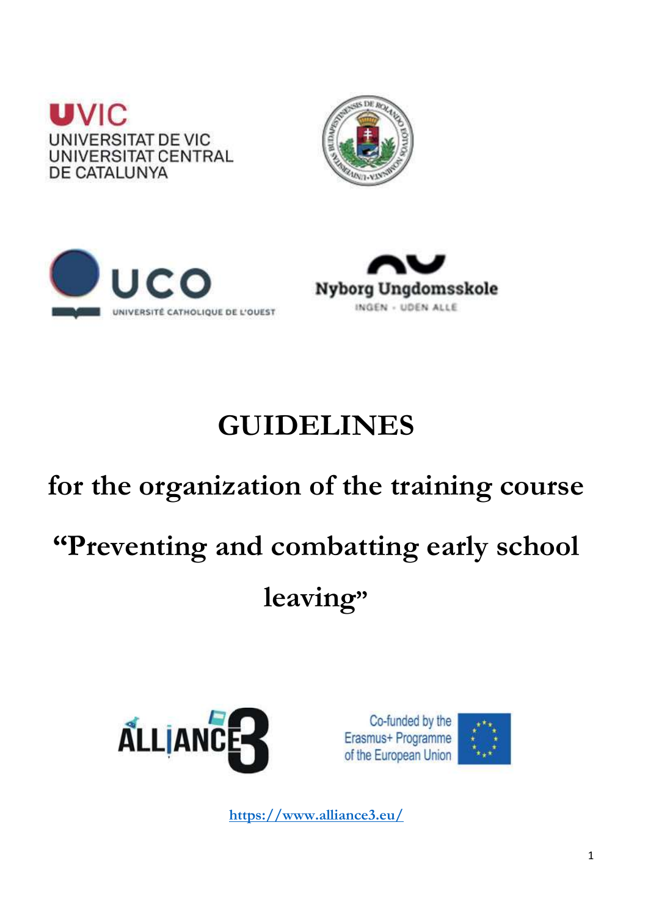UVIC
UNIVERSITAT DE VIC
UNIVERSITAT CENTRAL
DE CATALUNYA

UCO
UNIVERSITÉ CATHOLIQUE DE L'OUEST

Nyborg Ungdomsskole
INGEN - UDEN ALLE

# GUIDELINES

## for the organization of the training course

## "Preventing and combatting early school leaving"

ALLIANCE3

Co-funded by the Erasmus+ Programme of the European Union

https://www.alliance3.eu/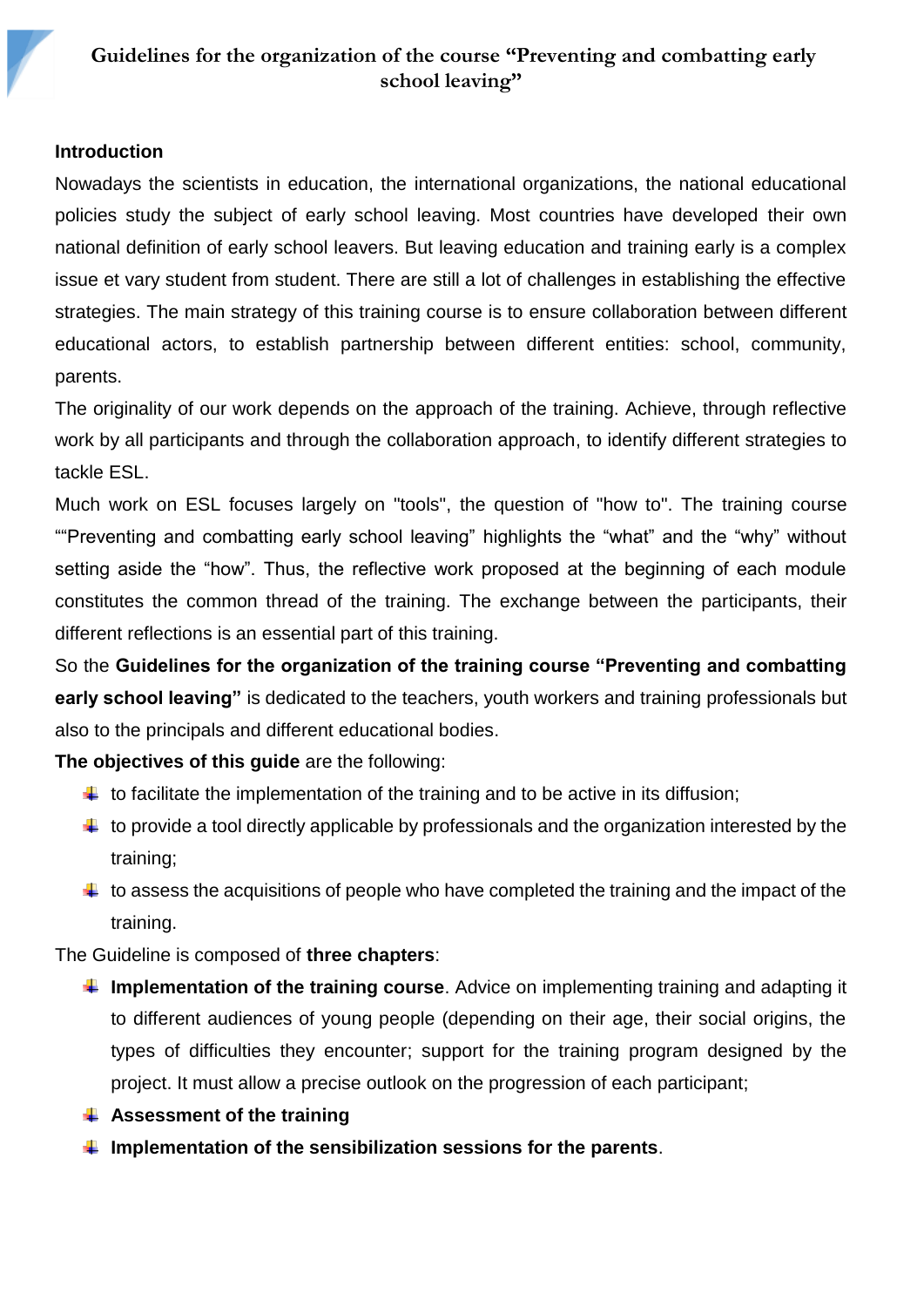# Guidelines for the organization of the course "Preventing and combatting early school leaving"

**Introduction**

Nowadays the scientists in education, the international organizations, the national educational policies study the subject of early school leaving. Most countries have developed their own national definition of early school leavers. But leaving education and training early is a complex issue et vary student from student. There are still a lot of challenges in establishing the effective strategies. The main strategy of this training course is to ensure collaboration between different educational actors, to establish partnership between different entities: school, community, parents.

The originality of our work depends on the approach of the training. Achieve, through reflective work by all participants and through the collaboration approach, to identify different strategies to tackle ESL.

Much work on ESL focuses largely on "tools", the question of "how to". The training course ""Preventing and combatting early school leaving" highlights the "what" and the "why" without setting aside the "how". Thus, the reflective work proposed at the beginning of each module constitutes the common thread of the training. The exchange between the participants, their different reflections is an essential part of this training.

So the **Guidelines for the organization of the training course "Preventing and combatting early school leaving"** is dedicated to the teachers, youth workers and training professionals but also to the principals and different educational bodies.

**The objectives of this guide** are the following:

- to facilitate the implementation of the training and to be active in its diffusion;
- to provide a tool directly applicable by professionals and the organization interested by the training;
- to assess the acquisitions of people who have completed the training and the impact of the training.

The Guideline is composed of **three chapters**:

- **Implementation of the training course**. Advice on implementing training and adapting it to different audiences of young people (depending on their age, their social origins, the types of difficulties they encounter; support for the training program designed by the project. It must allow a precise outlook on the progression of each participant;
- **Assessment of the training**
- **Implementation of the sensibilization sessions for the parents**.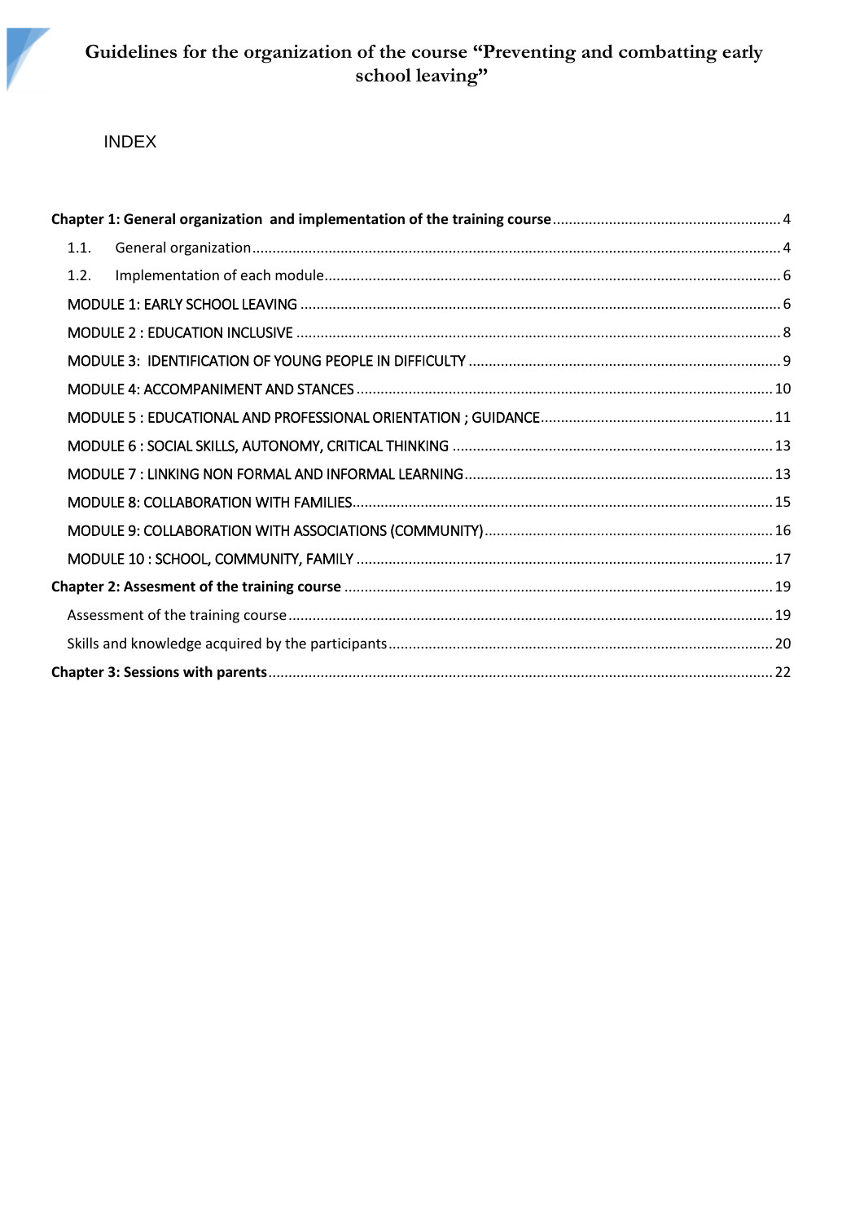# Guidelines for the organization of the course "Preventing and combatting early school leaving"

INDEX

**Chapter 1: General organization and implementation of the training course** .......... 4

- 1.1. General organization .......... 4
- 1.2. Implementation of each module .......... 6
- MODULE 1: EARLY SCHOOL LEAVING .......... 6
- MODULE 2 : EDUCATION INCLUSIVE .......... 8
- MODULE 3: IDENTIFICATION OF YOUNG PEOPLE IN DIFFICULTY .......... 9
- MODULE 4: ACCOMPANIMENT AND STANCES .......... 10
- MODULE 5 : EDUCATIONAL AND PROFESSIONAL ORIENTATION ; GUIDANCE .......... 11
- MODULE 6 : SOCIAL SKILLS, AUTONOMY, CRITICAL THINKING .......... 13
- MODULE 7 : LINKING NON FORMAL AND INFORMAL LEARNING .......... 13
- MODULE 8: COLLABORATION WITH FAMILIES .......... 15
- MODULE 9: COLLABORATION WITH ASSOCIATIONS (COMMUNITY) .......... 16
- MODULE 10 : SCHOOL, COMMUNITY, FAMILY .......... 17

**Chapter 2: Assesment of the training course** .......... 19

- Assessment of the training course .......... 19
- Skills and knowledge acquired by the participants .......... 20

**Chapter 3: Sessions with parents** .......... 22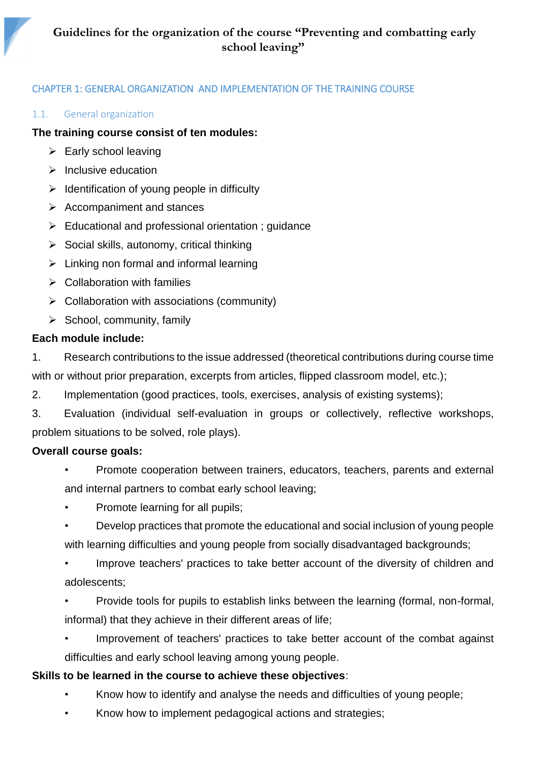# Guidelines for the organization of the course "Preventing and combatting early school leaving"

## CHAPTER 1: GENERAL ORGANIZATION AND IMPLEMENTATION OF THE TRAINING COURSE

### 1.1. General organization

**The training course consist of ten modules:**

- Early school leaving
- Inclusive education
- Identification of young people in difficulty
- Accompaniment and stances
- Educational and professional orientation ; guidance
- Social skills, autonomy, critical thinking
- Linking non formal and informal learning
- Collaboration with families
- Collaboration with associations (community)
- School, community, family

**Each module include:**

1. Research contributions to the issue addressed (theoretical contributions during course time with or without prior preparation, excerpts from articles, flipped classroom model, etc.);
2. Implementation (good practices, tools, exercises, analysis of existing systems);
3. Evaluation (individual self-evaluation in groups or collectively, reflective workshops, problem situations to be solved, role plays).

**Overall course goals:**

- Promote cooperation between trainers, educators, teachers, parents and external and internal partners to combat early school leaving;
- Promote learning for all pupils;
- Develop practices that promote the educational and social inclusion of young people with learning difficulties and young people from socially disadvantaged backgrounds;
- Improve teachers' practices to take better account of the diversity of children and adolescents;
- Provide tools for pupils to establish links between the learning (formal, non-formal, informal) that they achieve in their different areas of life;
- Improvement of teachers' practices to take better account of the combat against difficulties and early school leaving among young people.

**Skills to be learned in the course to achieve these objectives**:

- Know how to identify and analyse the needs and difficulties of young people;
- Know how to implement pedagogical actions and strategies;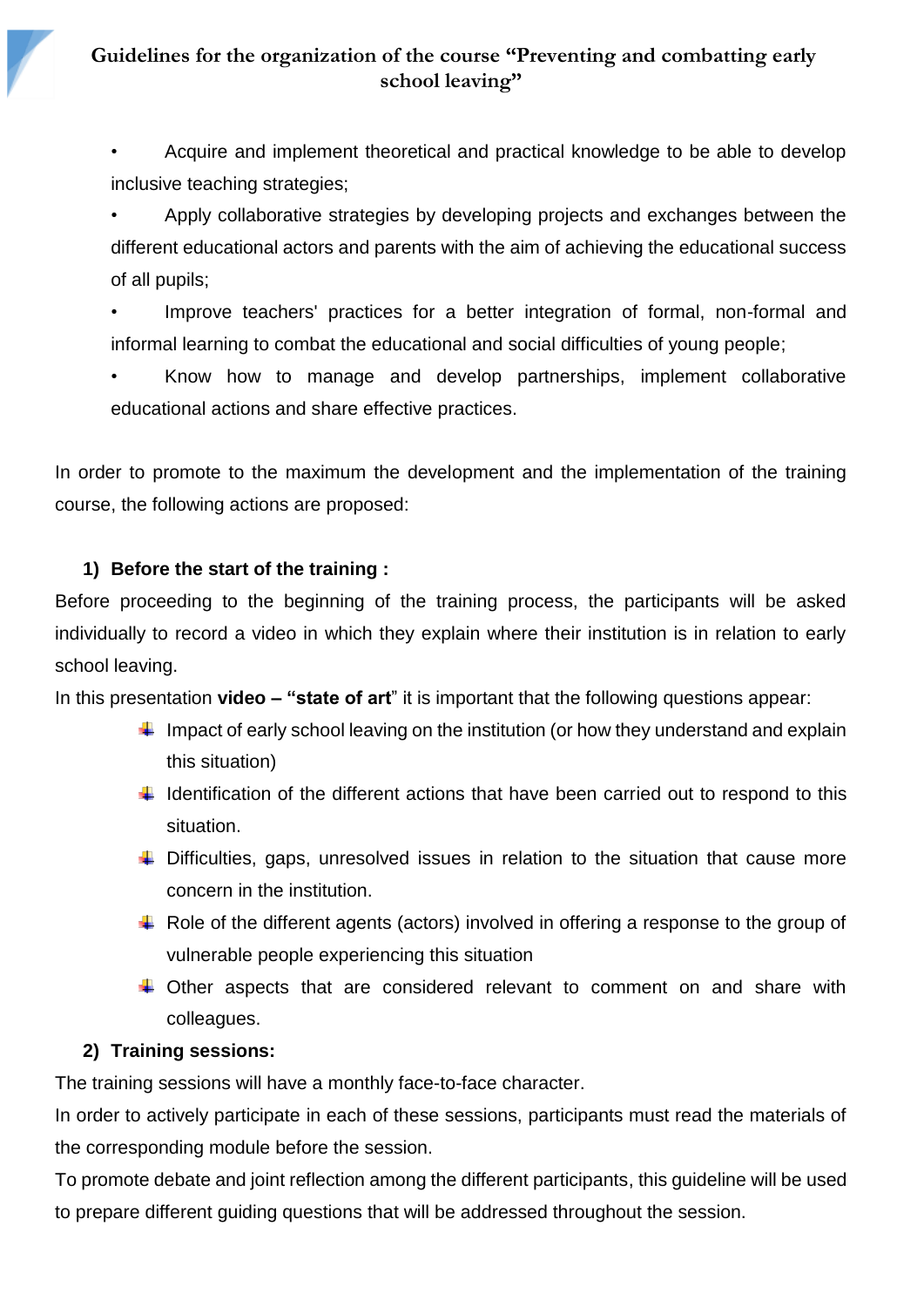- Acquire and implement theoretical and practical knowledge to be able to develop inclusive teaching strategies;
- Apply collaborative strategies by developing projects and exchanges between the different educational actors and parents with the aim of achieving the educational success of all pupils;
- Improve teachers' practices for a better integration of formal, non-formal and informal learning to combat the educational and social difficulties of young people;
- Know how to manage and develop partnerships, implement collaborative educational actions and share effective practices.

In order to promote to the maximum the development and the implementation of the training course, the following actions are proposed:

1) **Before the start of the training :**

Before proceeding to the beginning of the training process, the participants will be asked individually to record a video in which they explain where their institution is in relation to early school leaving.

In this presentation **video – "state of art**" it is important that the following questions appear:

- Impact of early school leaving on the institution (or how they understand and explain this situation)
- Identification of the different actions that have been carried out to respond to this situation.
- Difficulties, gaps, unresolved issues in relation to the situation that cause more concern in the institution.
- Role of the different agents (actors) involved in offering a response to the group of vulnerable people experiencing this situation
- Other aspects that are considered relevant to comment on and share with colleagues.

2) **Training sessions:**

The training sessions will have a monthly face-to-face character.

In order to actively participate in each of these sessions, participants must read the materials of the corresponding module before the session.

To promote debate and joint reflection among the different participants, this guideline will be used to prepare different guiding questions that will be addressed throughout the session.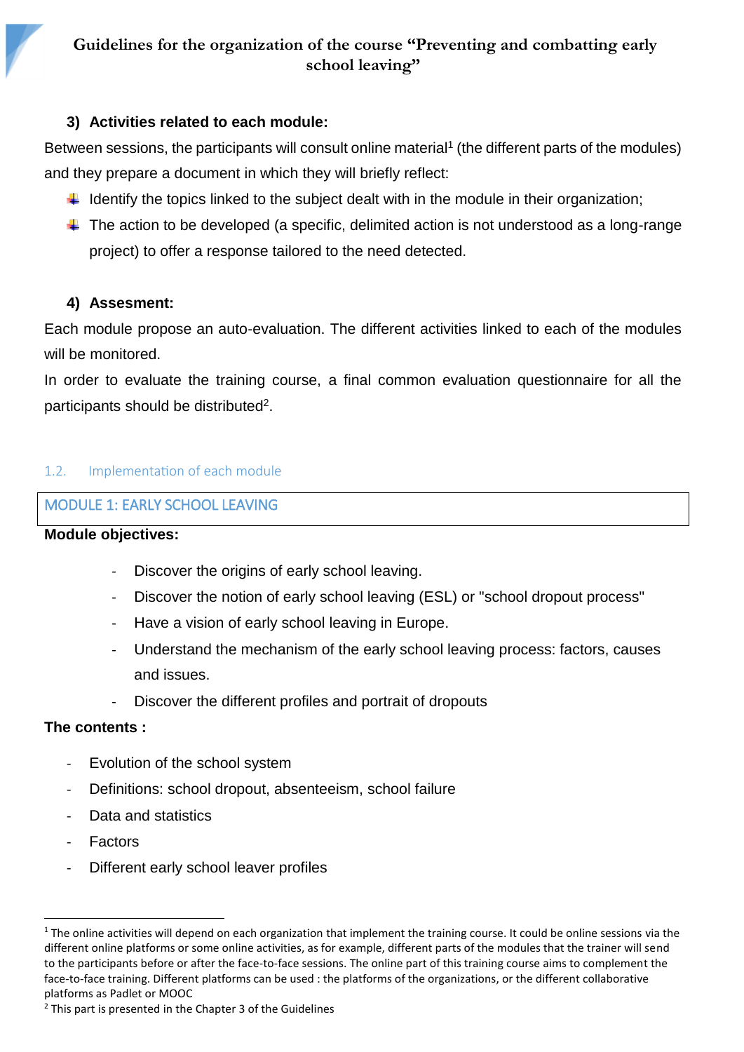### 3) Activities related to each module:

Between sessions, the participants will consult online material[1] (the different parts of the modules) and they prepare a document in which they will briefly reflect:

- Identify the topics linked to the subject dealt with in the module in their organization;
- The action to be developed (a specific, delimited action is not understood as a long-range project) to offer a response tailored to the need detected.

### 4) Assesment:

Each module propose an auto-evaluation. The different activities linked to each of the modules will be monitored.

In order to evaluate the training course, a final common evaluation questionnaire for all the participants should be distributed[2].

## 1.2. Implementation of each module

## MODULE 1: EARLY SCHOOL LEAVING

**Module objectives:**

- Discover the origins of early school leaving.
- Discover the notion of early school leaving (ESL) or "school dropout process"
- Have a vision of early school leaving in Europe.
- Understand the mechanism of the early school leaving process: factors, causes and issues.
- Discover the different profiles and portrait of dropouts

**The contents :**

- Evolution of the school system
- Definitions: school dropout, absenteeism, school failure
- Data and statistics
- Factors
- Different early school leaver profiles

---

[1] The online activities will depend on each organization that implement the training course. It could be online sessions via the different online platforms or some online activities, as for example, different parts of the modules that the trainer will send to the participants before or after the face-to-face sessions. The online part of this training course aims to complement the face-to-face training. Different platforms can be used : the platforms of the organizations, or the different collaborative platforms as Padlet or MOOC

[2] This part is presented in the Chapter 3 of the Guidelines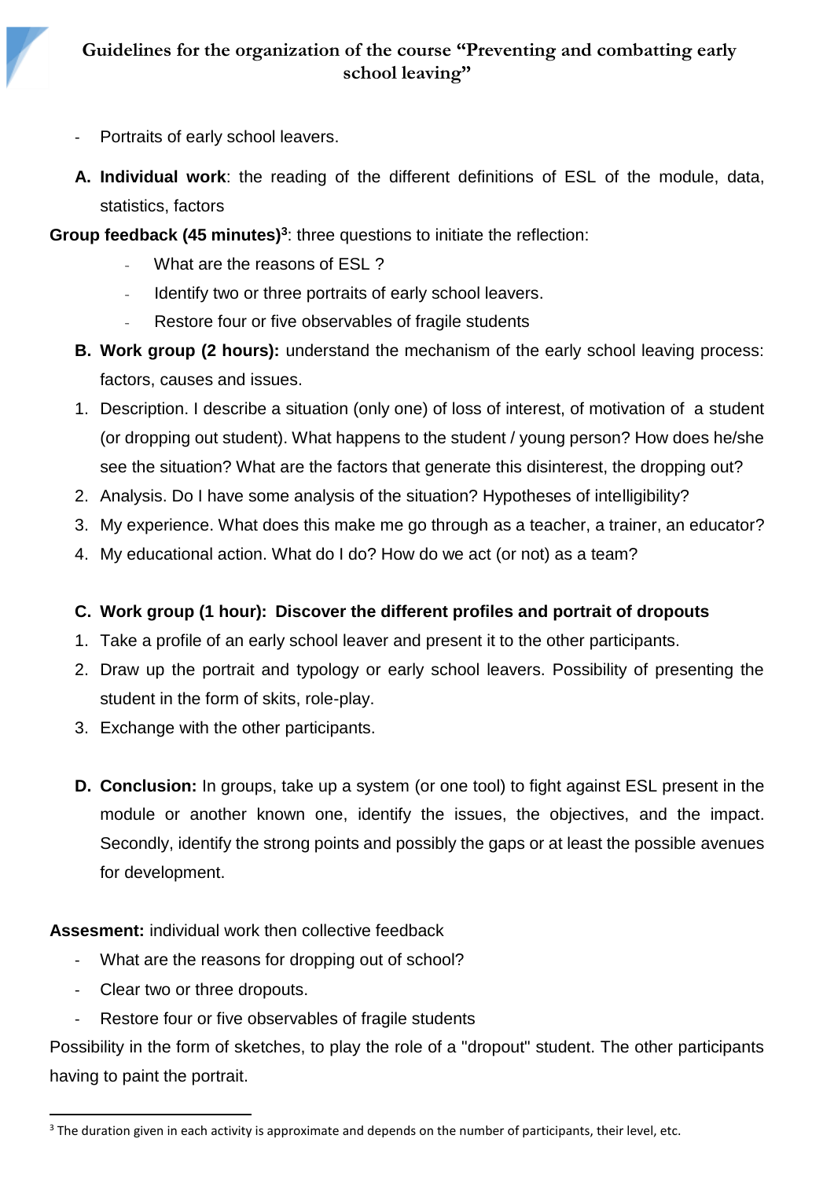- Portraits of early school leavers.

**A. Individual work**: the reading of the different definitions of ESL of the module, data, statistics, factors

**Group feedback (45 minutes)**[3]: three questions to initiate the reflection:

- What are the reasons of ESL ?
- Identify two or three portraits of early school leavers.
- Restore four or five observables of fragile students

**B. Work group (2 hours):** understand the mechanism of the early school leaving process: factors, causes and issues.

1. Description. I describe a situation (only one) of loss of interest, of motivation of a student (or dropping out student). What happens to the student / young person? How does he/she see the situation? What are the factors that generate this disinterest, the dropping out?
2. Analysis. Do I have some analysis of the situation? Hypotheses of intelligibility?
3. My experience. What does this make me go through as a teacher, a trainer, an educator?
4. My educational action. What do I do? How do we act (or not) as a team?

**C. Work group (1 hour): Discover the different profiles and portrait of dropouts**

1. Take a profile of an early school leaver and present it to the other participants.
2. Draw up the portrait and typology or early school leavers. Possibility of presenting the student in the form of skits, role-play.
3. Exchange with the other participants.

**D. Conclusion:** In groups, take up a system (or one tool) to fight against ESL present in the module or another known one, identify the issues, the objectives, and the impact. Secondly, identify the strong points and possibly the gaps or at least the possible avenues for development.

**Assesment:** individual work then collective feedback

- What are the reasons for dropping out of school?
- Clear two or three dropouts.
- Restore four or five observables of fragile students

Possibility in the form of sketches, to play the role of a "dropout" student. The other participants having to paint the portrait.

[3] The duration given in each activity is approximate and depends on the number of participants, their level, etc.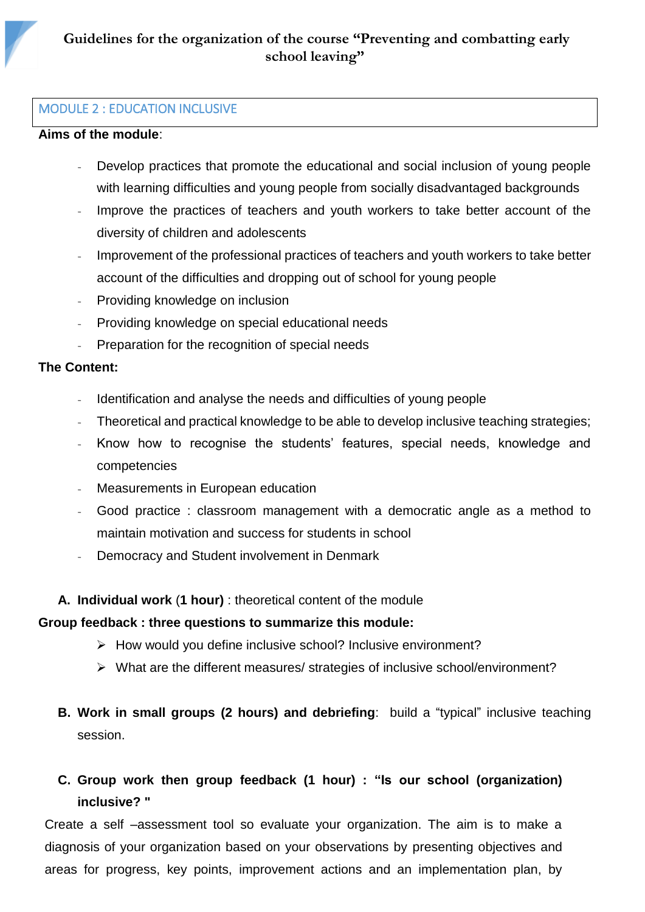## MODULE 2 : EDUCATION INCLUSIVE

**Aims of the module**:

- Develop practices that promote the educational and social inclusion of young people with learning difficulties and young people from socially disadvantaged backgrounds
- Improve the practices of teachers and youth workers to take better account of the diversity of children and adolescents
- Improvement of the professional practices of teachers and youth workers to take better account of the difficulties and dropping out of school for young people
- Providing knowledge on inclusion
- Providing knowledge on special educational needs
- Preparation for the recognition of special needs

**The Content:**

- Identification and analyse the needs and difficulties of young people
- Theoretical and practical knowledge to be able to develop inclusive teaching strategies;
- Know how to recognise the students' features, special needs, knowledge and competencies
- Measurements in European education
- Good practice : classroom management with a democratic angle as a method to maintain motivation and success for students in school
- Democracy and Student involvement in Denmark

**A. Individual work** (**1 hour**) : theoretical content of the module

**Group feedback : three questions to summarize this module:**

- How would you define inclusive school? Inclusive environment?
- What are the different measures/ strategies of inclusive school/environment?

**B. Work in small groups (2 hours) and debriefing**: build a "typical" inclusive teaching session.

**C. Group work then group feedback (1 hour) : "Is our school (organization) inclusive? "**

Create a self –assessment tool so evaluate your organization. The aim is to make a diagnosis of your organization based on your observations by presenting objectives and areas for progress, key points, improvement actions and an implementation plan, by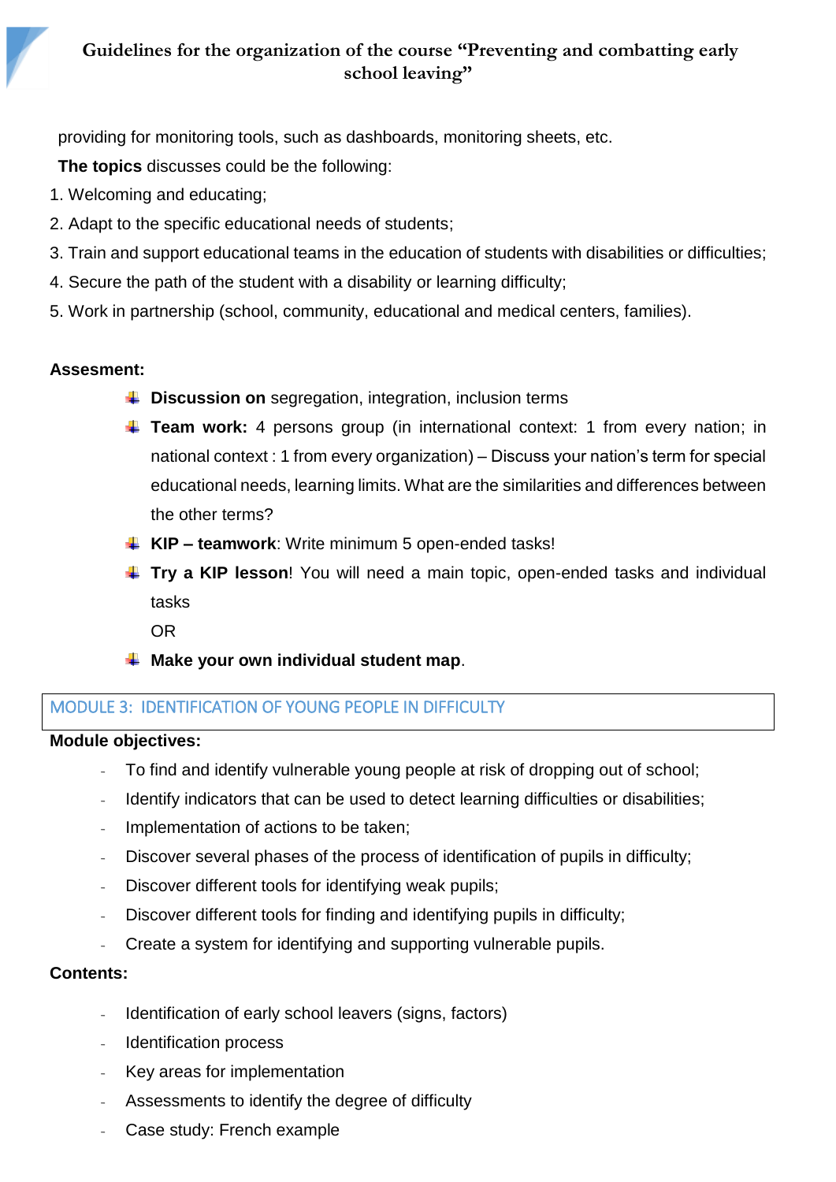providing for monitoring tools, such as dashboards, monitoring sheets, etc.

**The topics** discusses could be the following:

1. Welcoming and educating;
2. Adapt to the specific educational needs of students;
3. Train and support educational teams in the education of students with disabilities or difficulties;
4. Secure the path of the student with a disability or learning difficulty;
5. Work in partnership (school, community, educational and medical centers, families).

**Assesment:**

- **Discussion on** segregation, integration, inclusion terms
- **Team work:** 4 persons group (in international context: 1 from every nation; in national context : 1 from every organization) – Discuss your nation's term for special educational needs, learning limits. What are the similarities and differences between the other terms?
- **KIP – teamwork**: Write minimum 5 open-ended tasks!
- **Try a KIP lesson**! You will need a main topic, open-ended tasks and individual tasks

  OR
- **Make your own individual student map**.

## MODULE 3: IDENTIFICATION OF YOUNG PEOPLE IN DIFFICULTY

**Module objectives:**

- To find and identify vulnerable young people at risk of dropping out of school;
- Identify indicators that can be used to detect learning difficulties or disabilities;
- Implementation of actions to be taken;
- Discover several phases of the process of identification of pupils in difficulty;
- Discover different tools for identifying weak pupils;
- Discover different tools for finding and identifying pupils in difficulty;
- Create a system for identifying and supporting vulnerable pupils.

**Contents:**

- Identification of early school leavers (signs, factors)
- Identification process
- Key areas for implementation
- Assessments to identify the degree of difficulty
- Case study: French example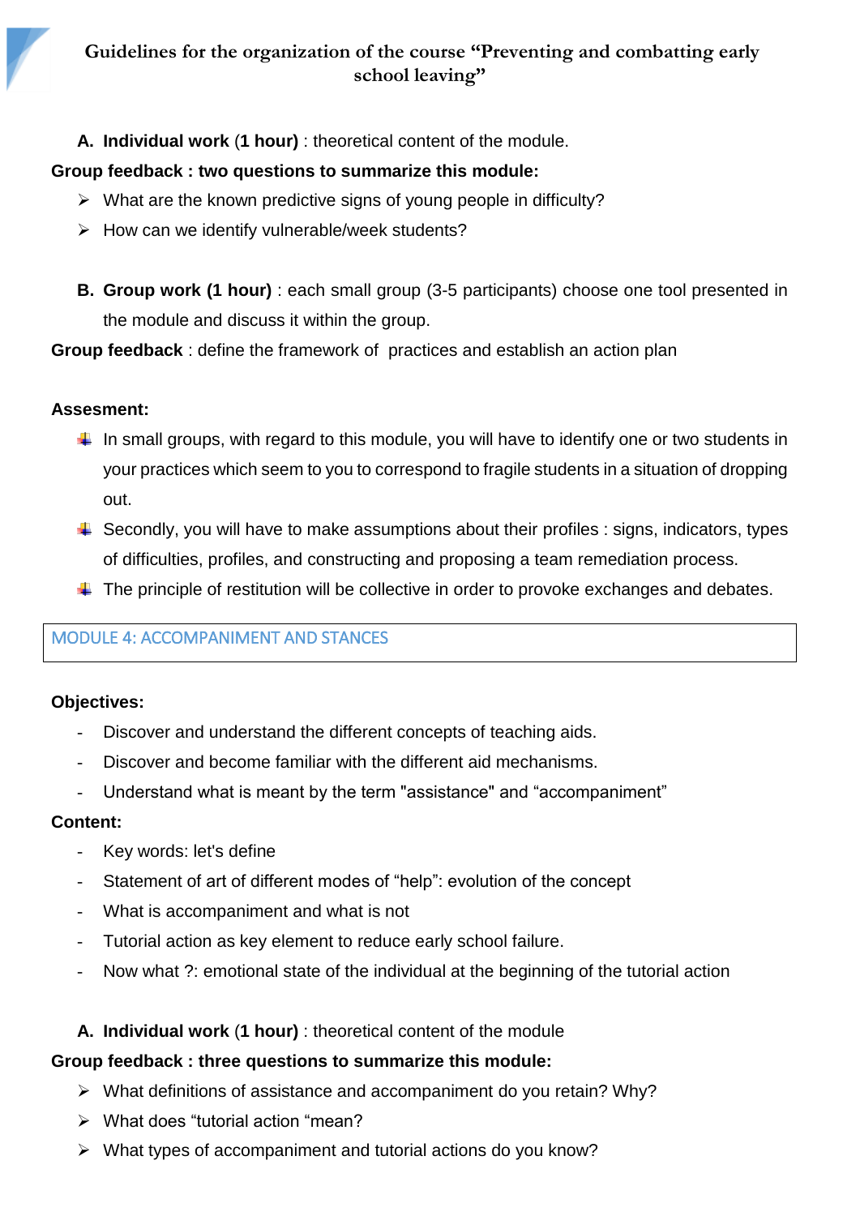**A. Individual work (1 hour)** : theoretical content of the module.

**Group feedback : two questions to summarize this module:**

- What are the known predictive signs of young people in difficulty?
- How can we identify vulnerable/week students?

**B. Group work (1 hour)** : each small group (3-5 participants) choose one tool presented in the module and discuss it within the group.

**Group feedback** : define the framework of practices and establish an action plan

**Assesment:**

- In small groups, with regard to this module, you will have to identify one or two students in your practices which seem to you to correspond to fragile students in a situation of dropping out.
- Secondly, you will have to make assumptions about their profiles : signs, indicators, types of difficulties, profiles, and constructing and proposing a team remediation process.
- The principle of restitution will be collective in order to provoke exchanges and debates.

## MODULE 4: ACCOMPANIMENT AND STANCES

**Objectives:**

- Discover and understand the different concepts of teaching aids.
- Discover and become familiar with the different aid mechanisms.
- Understand what is meant by the term "assistance" and “accompaniment”

**Content:**

- Key words: let's define
- Statement of art of different modes of “help”: evolution of the concept
- What is accompaniment and what is not
- Tutorial action as key element to reduce early school failure.
- Now what ?: emotional state of the individual at the beginning of the tutorial action

**A. Individual work (1 hour)** : theoretical content of the module

**Group feedback : three questions to summarize this module:**

- What definitions of assistance and accompaniment do you retain? Why?
- What does “tutorial action “mean?
- What types of accompaniment and tutorial actions do you know?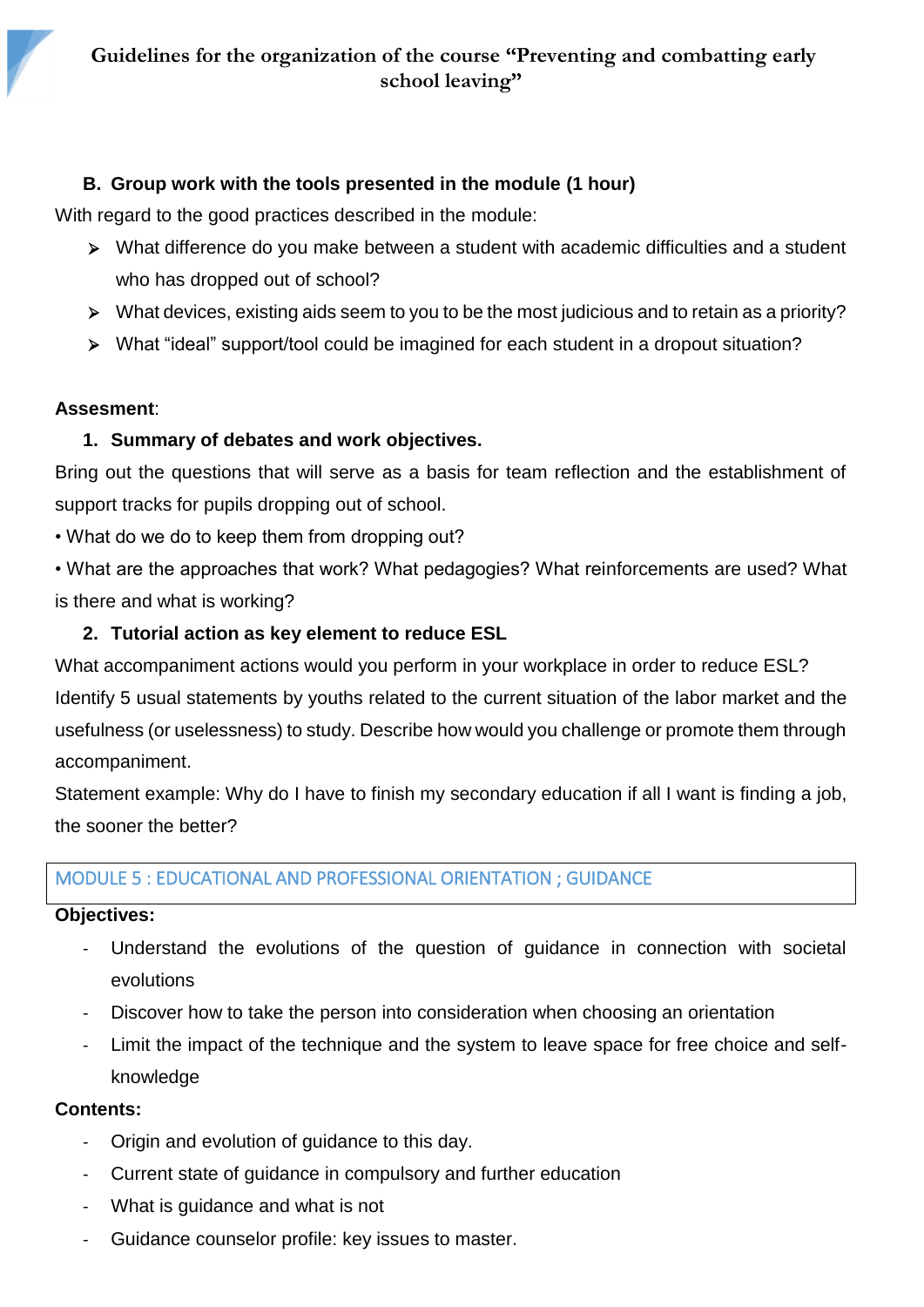### B. Group work with the tools presented in the module (1 hour)

With regard to the good practices described in the module:

- What difference do you make between a student with academic difficulties and a student who has dropped out of school?
- What devices, existing aids seem to you to be the most judicious and to retain as a priority?
- What "ideal" support/tool could be imagined for each student in a dropout situation?

**Assesment**:

1. **Summary of debates and work objectives.**

Bring out the questions that will serve as a basis for team reflection and the establishment of support tracks for pupils dropping out of school.

• What do we do to keep them from dropping out?

• What are the approaches that work? What pedagogies? What reinforcements are used? What is there and what is working?

2. **Tutorial action as key element to reduce ESL**

What accompaniment actions would you perform in your workplace in order to reduce ESL?

Identify 5 usual statements by youths related to the current situation of the labor market and the usefulness (or uselessness) to study. Describe how would you challenge or promote them through accompaniment.

Statement example: Why do I have to finish my secondary education if all I want is finding a job, the sooner the better?

## MODULE 5 : EDUCATIONAL AND PROFESSIONAL ORIENTATION ; GUIDANCE

**Objectives:**

- Understand the evolutions of the question of guidance in connection with societal evolutions
- Discover how to take the person into consideration when choosing an orientation
- Limit the impact of the technique and the system to leave space for free choice and self-knowledge

**Contents:**

- Origin and evolution of guidance to this day.
- Current state of guidance in compulsory and further education
- What is guidance and what is not
- Guidance counselor profile: key issues to master.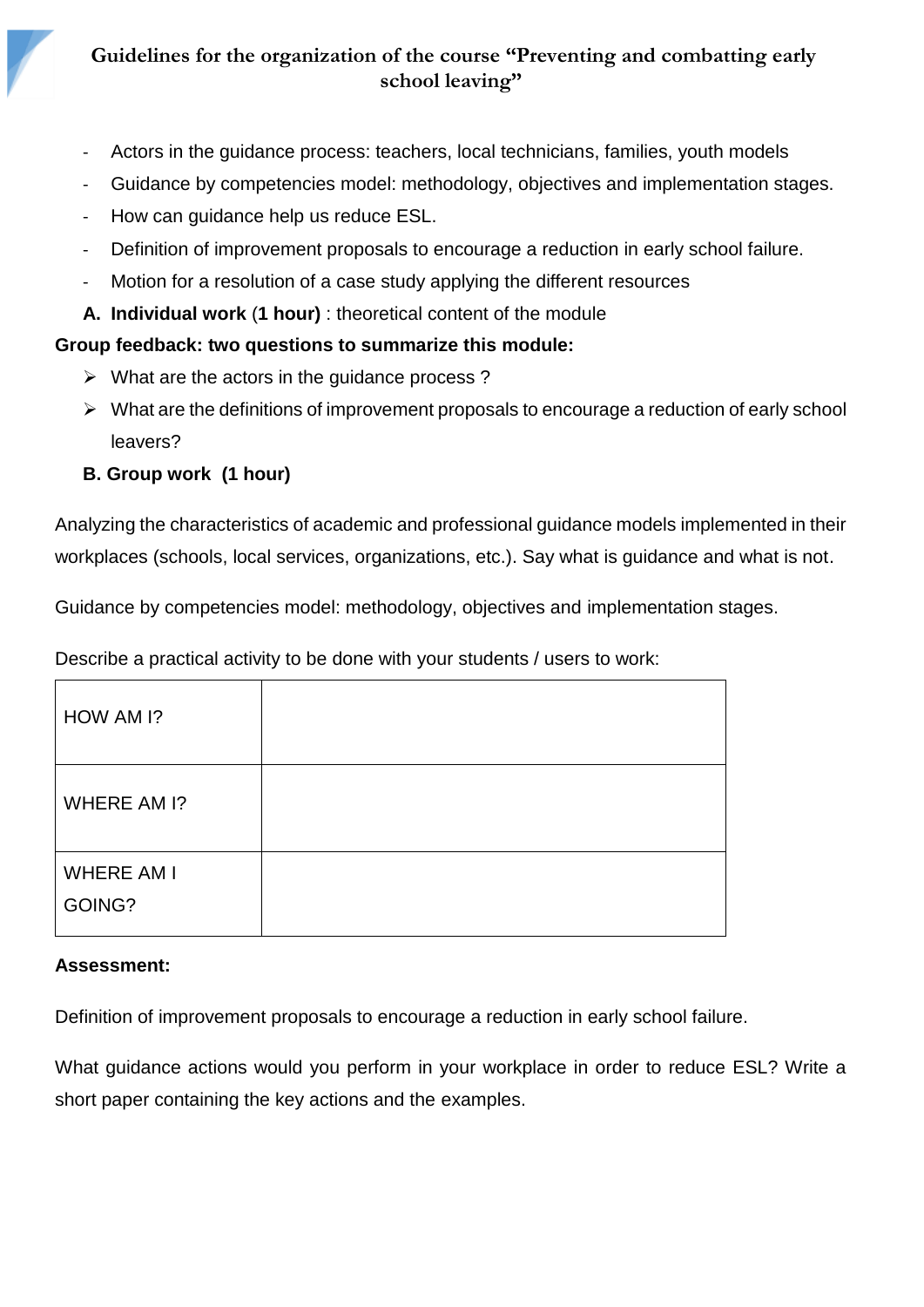- Actors in the guidance process: teachers, local technicians, families, youth models
- Guidance by competencies model: methodology, objectives and implementation stages.
- How can guidance help us reduce ESL.
- Definition of improvement proposals to encourage a reduction in early school failure.
- Motion for a resolution of a case study applying the different resources

**A. Individual work** (**1 hour)** : theoretical content of the module

**Group feedback: two questions to summarize this module:**

- What are the actors in the guidance process ?
- What are the definitions of improvement proposals to encourage a reduction of early school leavers?

**B. Group work (1 hour)**

Analyzing the characteristics of academic and professional guidance models implemented in their workplaces (schools, local services, organizations, etc.). Say what is guidance and what is not.

Guidance by competencies model: methodology, objectives and implementation stages.

Describe a practical activity to be done with your students / users to work:

| HOW AM I? | |
|---|---|
| WHERE AM I? | |
| WHERE AM I GOING? | |

**Assessment:**

Definition of improvement proposals to encourage a reduction in early school failure.

What guidance actions would you perform in your workplace in order to reduce ESL? Write a short paper containing the key actions and the examples.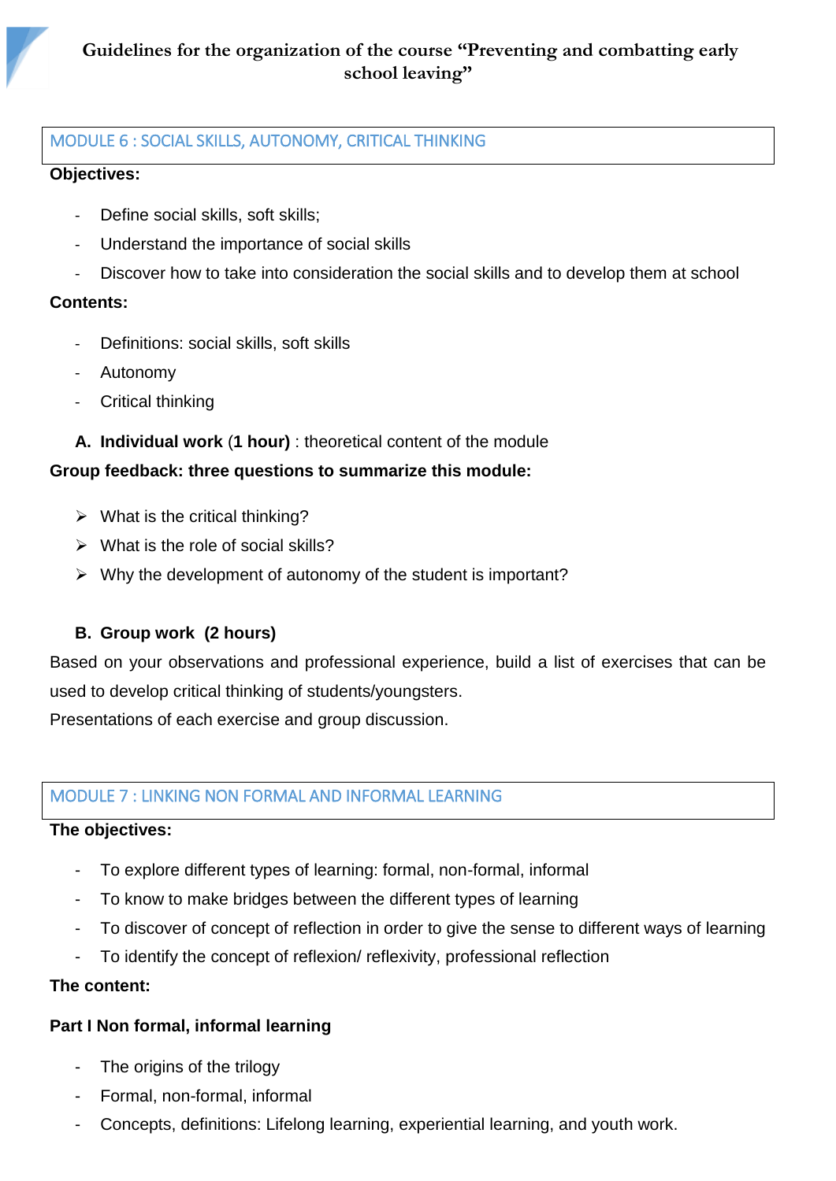## MODULE 6 : SOCIAL SKILLS, AUTONOMY, CRITICAL THINKING

**Objectives:**

- Define social skills, soft skills;
- Understand the importance of social skills
- Discover how to take into consideration the social skills and to develop them at school

**Contents:**

- Definitions: social skills, soft skills
- Autonomy
- Critical thinking

**A. Individual work (1 hour)** : theoretical content of the module

**Group feedback: three questions to summarize this module:**

- What is the critical thinking?
- What is the role of social skills?
- Why the development of autonomy of the student is important?

**B. Group work (2 hours)**

Based on your observations and professional experience, build a list of exercises that can be used to develop critical thinking of students/youngsters.

Presentations of each exercise and group discussion.

## MODULE 7 : LINKING NON FORMAL AND INFORMAL LEARNING

**The objectives:**

- To explore different types of learning: formal, non-formal, informal
- To know to make bridges between the different types of learning
- To discover of concept of reflection in order to give the sense to different ways of learning
- To identify the concept of reflexion/ reflexivity, professional reflection

**The content:**

**Part I Non formal, informal learning**

- The origins of the trilogy
- Formal, non-formal, informal
- Concepts, definitions: Lifelong learning, experiential learning, and youth work.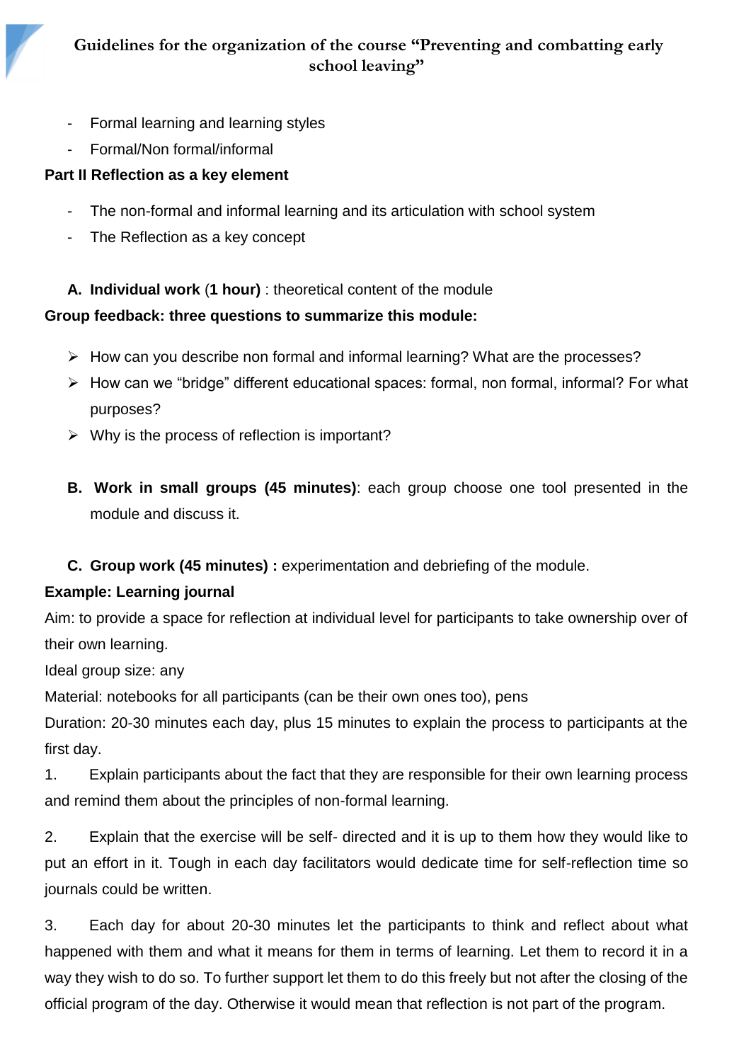- Formal learning and learning styles
- Formal/Non formal/informal

**Part II Reflection as a key element**

- The non-formal and informal learning and its articulation with school system
- The Reflection as a key concept

A. **Individual work** (**1 hour**) : theoretical content of the module

**Group feedback: three questions to summarize this module:**

- How can you describe non formal and informal learning? What are the processes?
- How can we "bridge" different educational spaces: formal, non formal, informal? For what purposes?
- Why is the process of reflection is important?

B. **Work in small groups (45 minutes)**: each group choose one tool presented in the module and discuss it.

C. **Group work (45 minutes) :** experimentation and debriefing of the module.

**Example: Learning journal**

Aim: to provide a space for reflection at individual level for participants to take ownership over of their own learning.

Ideal group size: any

Material: notebooks for all participants (can be their own ones too), pens

Duration: 20-30 minutes each day, plus 15 minutes to explain the process to participants at the first day.

1. Explain participants about the fact that they are responsible for their own learning process and remind them about the principles of non-formal learning.

2. Explain that the exercise will be self- directed and it is up to them how they would like to put an effort in it. Tough in each day facilitators would dedicate time for self-reflection time so journals could be written.

3. Each day for about 20-30 minutes let the participants to think and reflect about what happened with them and what it means for them in terms of learning. Let them to record it in a way they wish to do so. To further support let them to do this freely but not after the closing of the official program of the day. Otherwise it would mean that reflection is not part of the program.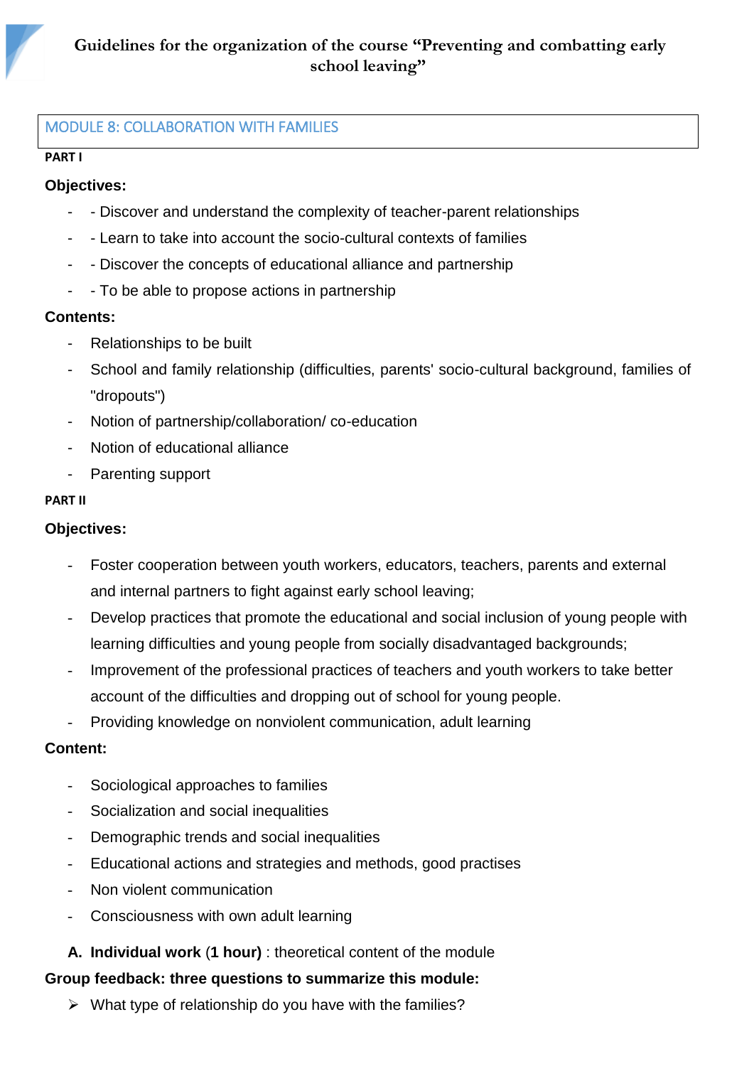## MODULE 8: COLLABORATION WITH FAMILIES

**PART I**

**Objectives:**

- - Discover and understand the complexity of teacher-parent relationships
- - Learn to take into account the socio-cultural contexts of families
- - Discover the concepts of educational alliance and partnership
- - To be able to propose actions in partnership

**Contents:**

- Relationships to be built
- School and family relationship (difficulties, parents' socio-cultural background, families of "dropouts")
- Notion of partnership/collaboration/ co-education
- Notion of educational alliance
- Parenting support

**PART II**

**Objectives:**

- Foster cooperation between youth workers, educators, teachers, parents and external and internal partners to fight against early school leaving;
- Develop practices that promote the educational and social inclusion of young people with learning difficulties and young people from socially disadvantaged backgrounds;
- Improvement of the professional practices of teachers and youth workers to take better account of the difficulties and dropping out of school for young people.
- Providing knowledge on nonviolent communication, adult learning

**Content:**

- Sociological approaches to families
- Socialization and social inequalities
- Demographic trends and social inequalities
- Educational actions and strategies and methods, good practises
- Non violent communication
- Consciousness with own adult learning

A. **Individual work** (**1 hour**) : theoretical content of the module

**Group feedback: three questions to summarize this module:**

- What type of relationship do you have with the families?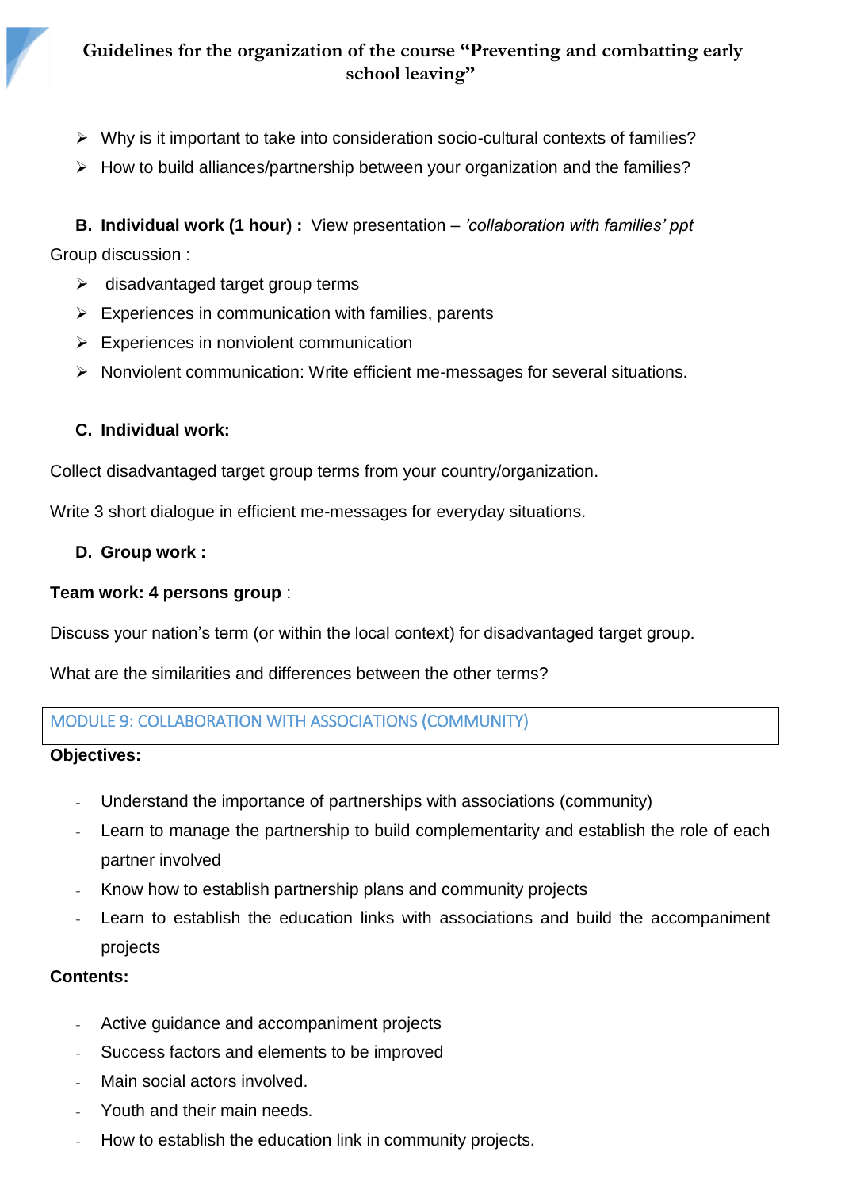- Why is it important to take into consideration socio-cultural contexts of families?
- How to build alliances/partnership between your organization and the families?

**B. Individual work (1 hour) :** View presentation – *'collaboration with families' ppt*

Group discussion :

- disadvantaged target group terms
- Experiences in communication with families, parents
- Experiences in nonviolent communication
- Nonviolent communication: Write efficient me-messages for several situations.

**C. Individual work:**

Collect disadvantaged target group terms from your country/organization.

Write 3 short dialogue in efficient me-messages for everyday situations.

**D. Group work :**

**Team work: 4 persons group** :

Discuss your nation's term (or within the local context) for disadvantaged target group.

What are the similarities and differences between the other terms?

## MODULE 9: COLLABORATION WITH ASSOCIATIONS (COMMUNITY)

**Objectives:**

- Understand the importance of partnerships with associations (community)
- Learn to manage the partnership to build complementarity and establish the role of each partner involved
- Know how to establish partnership plans and community projects
- Learn to establish the education links with associations and build the accompaniment projects

**Contents:**

- Active guidance and accompaniment projects
- Success factors and elements to be improved
- Main social actors involved.
- Youth and their main needs.
- How to establish the education link in community projects.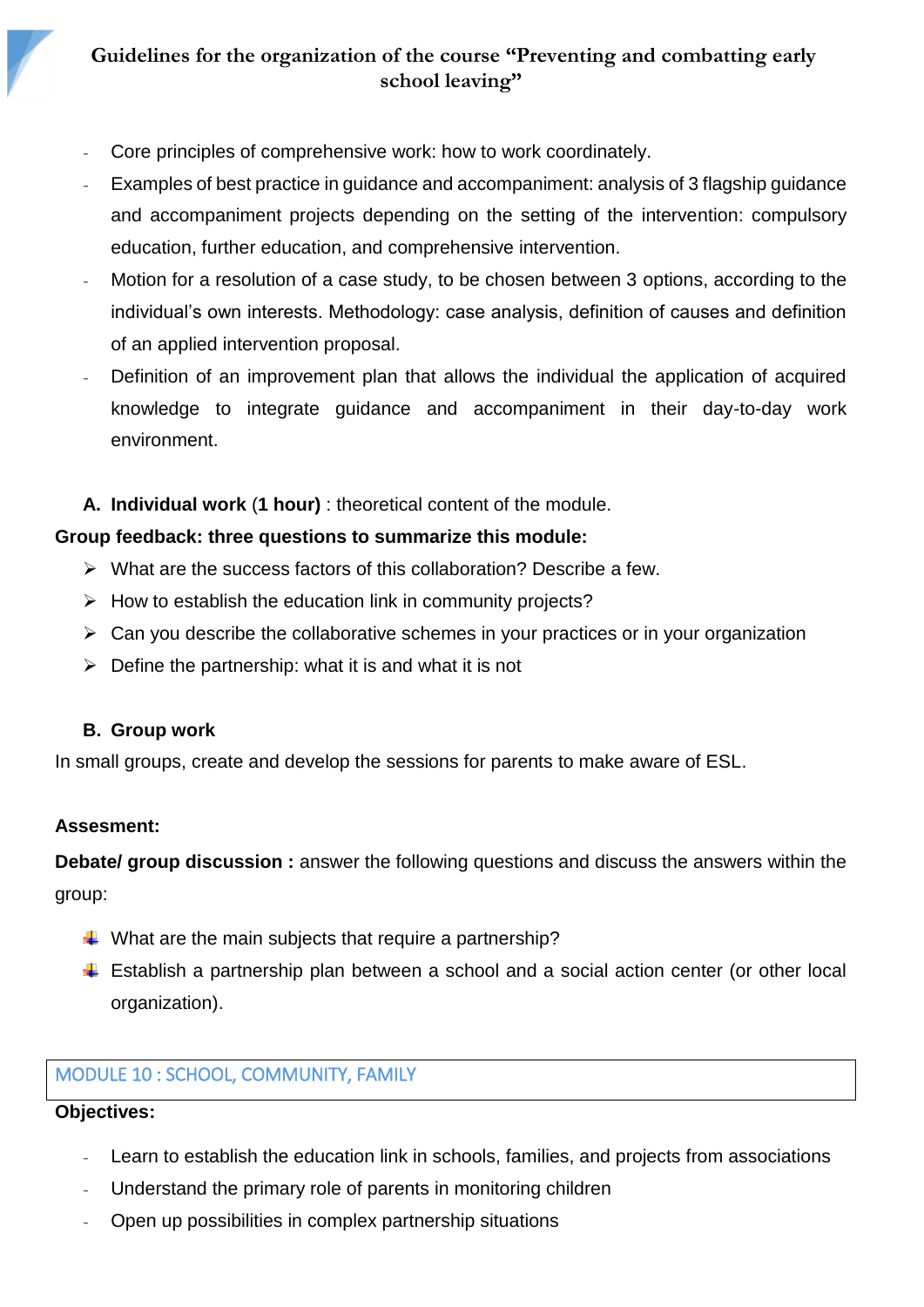- Core principles of comprehensive work: how to work coordinately.
- Examples of best practice in guidance and accompaniment: analysis of 3 flagship guidance and accompaniment projects depending on the setting of the intervention: compulsory education, further education, and comprehensive intervention.
- Motion for a resolution of a case study, to be chosen between 3 options, according to the individual's own interests. Methodology: case analysis, definition of causes and definition of an applied intervention proposal.
- Definition of an improvement plan that allows the individual the application of acquired knowledge to integrate guidance and accompaniment in their day-to-day work environment.

**A. Individual work** (**1 hour**) : theoretical content of the module.

**Group feedback: three questions to summarize this module:**

- What are the success factors of this collaboration? Describe a few.
- How to establish the education link in community projects?
- Can you describe the collaborative schemes in your practices or in your organization
- Define the partnership: what it is and what it is not

**B. Group work**

In small groups, create and develop the sessions for parents to make aware of ESL.

**Assesment:**

**Debate/ group discussion :** answer the following questions and discuss the answers within the group:

- What are the main subjects that require a partnership?
- Establish a partnership plan between a school and a social action center (or other local organization).

## MODULE 10 : SCHOOL, COMMUNITY, FAMILY

**Objectives:**

- Learn to establish the education link in schools, families, and projects from associations
- Understand the primary role of parents in monitoring children
- Open up possibilities in complex partnership situations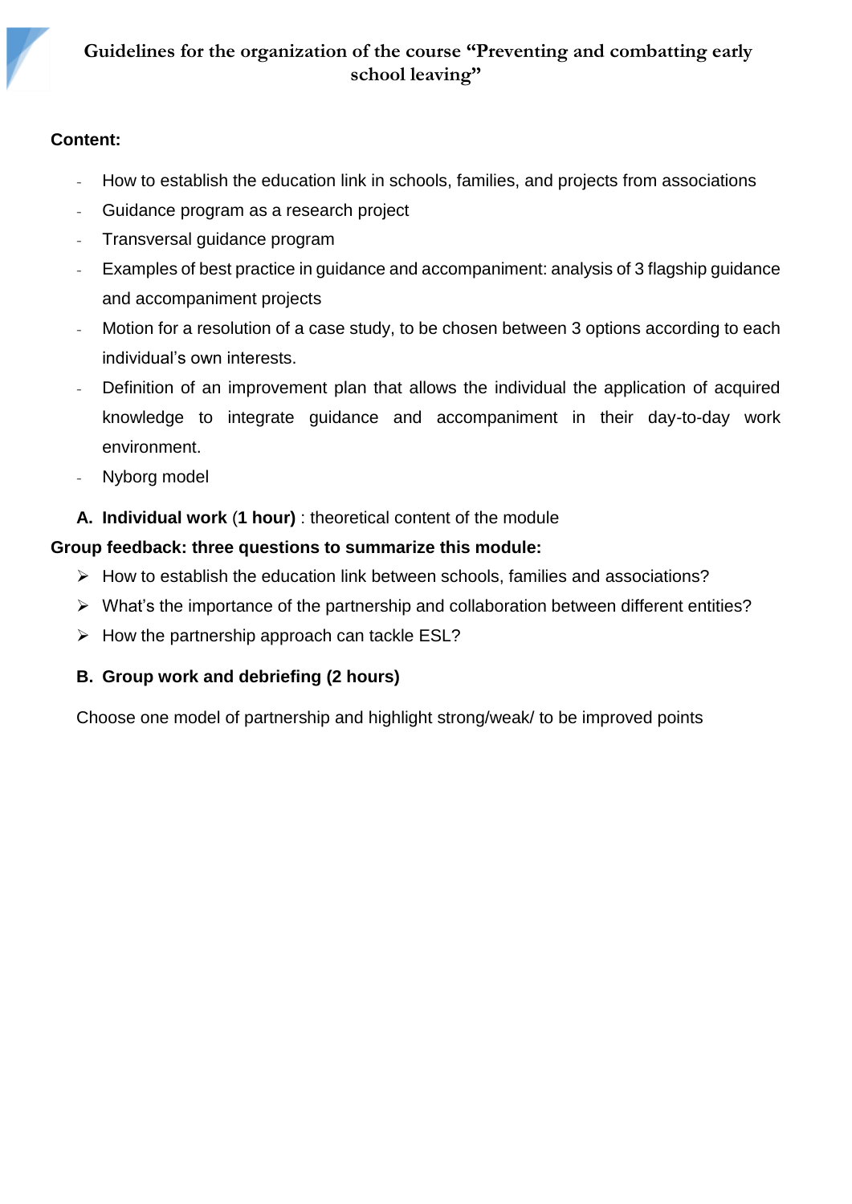**Content:**

- How to establish the education link in schools, families, and projects from associations
- Guidance program as a research project
- Transversal guidance program
- Examples of best practice in guidance and accompaniment: analysis of 3 flagship guidance and accompaniment projects
- Motion for a resolution of a case study, to be chosen between 3 options according to each individual's own interests.
- Definition of an improvement plan that allows the individual the application of acquired knowledge to integrate guidance and accompaniment in their day-to-day work environment.
- Nyborg model

**A. Individual work** (**1 hour**) : theoretical content of the module

**Group feedback: three questions to summarize this module:**

- How to establish the education link between schools, families and associations?
- What's the importance of the partnership and collaboration between different entities?
- How the partnership approach can tackle ESL?

**B. Group work and debriefing (2 hours)**

Choose one model of partnership and highlight strong/weak/ to be improved points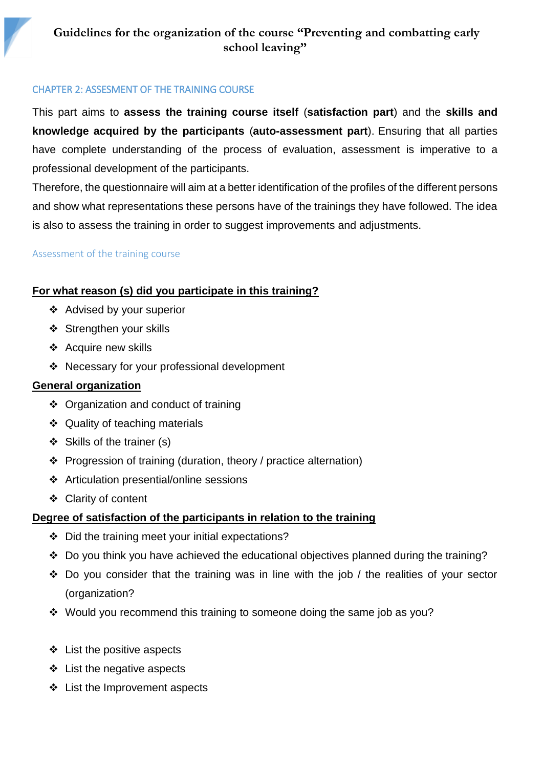## CHAPTER 2: ASSESMENT OF THE TRAINING COURSE

This part aims to **assess the training course itself** (**satisfaction part**) and the **skills and knowledge acquired by the participants** (**auto-assessment part**). Ensuring that all parties have complete understanding of the process of evaluation, assessment is imperative to a professional development of the participants.

Therefore, the questionnaire will aim at a better identification of the profiles of the different persons and show what representations these persons have of the trainings they have followed. The idea is also to assess the training in order to suggest improvements and adjustments.

### Assessment of the training course

**For what reason (s) did you participate in this training?**

- Advised by your superior
- Strengthen your skills
- Acquire new skills
- Necessary for your professional development

**General organization**

- Organization and conduct of training
- Quality of teaching materials
- Skills of the trainer (s)
- Progression of training (duration, theory / practice alternation)
- Articulation presential/online sessions
- Clarity of content

**Degree of satisfaction of the participants in relation to the training**

- Did the training meet your initial expectations?
- Do you think you have achieved the educational objectives planned during the training?
- Do you consider that the training was in line with the job / the realities of your sector (organization?
- Would you recommend this training to someone doing the same job as you?

- List the positive aspects
- List the negative aspects
- List the Improvement aspects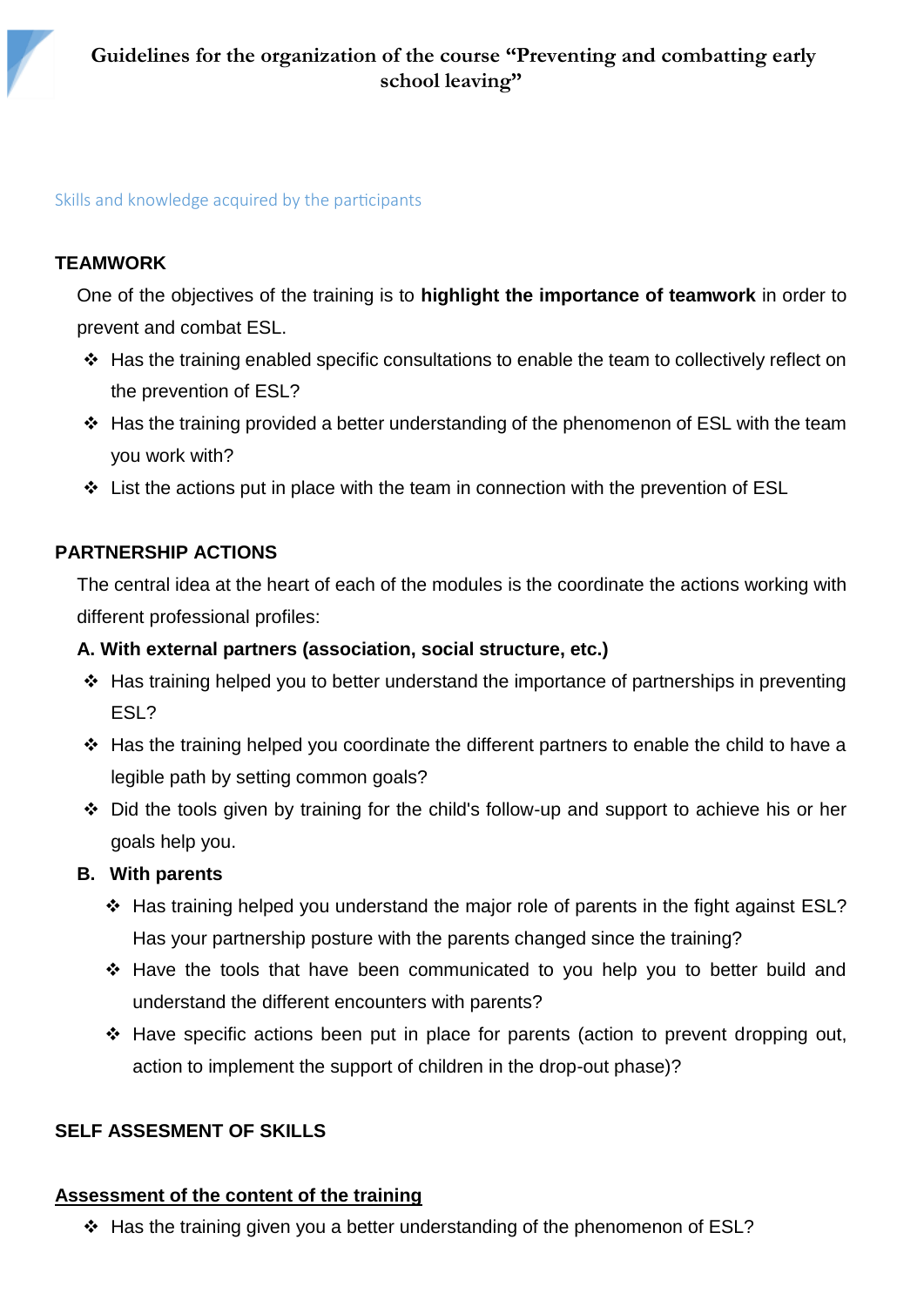Skills and knowledge acquired by the participants

**TEAMWORK**

One of the objectives of the training is to **highlight the importance of teamwork** in order to prevent and combat ESL.

- ❖ Has the training enabled specific consultations to enable the team to collectively reflect on the prevention of ESL?
- ❖ Has the training provided a better understanding of the phenomenon of ESL with the team you work with?
- ❖ List the actions put in place with the team in connection with the prevention of ESL

**PARTNERSHIP ACTIONS**

The central idea at the heart of each of the modules is the coordinate the actions working with different professional profiles:

**A. With external partners (association, social structure, etc.)**

- ❖ Has training helped you to better understand the importance of partnerships in preventing ESL?
- ❖ Has the training helped you coordinate the different partners to enable the child to have a legible path by setting common goals?
- ❖ Did the tools given by training for the child's follow-up and support to achieve his or her goals help you.

**B. With parents**

- ❖ Has training helped you understand the major role of parents in the fight against ESL? Has your partnership posture with the parents changed since the training?
- ❖ Have the tools that have been communicated to you help you to better build and understand the different encounters with parents?
- ❖ Have specific actions been put in place for parents (action to prevent dropping out, action to implement the support of children in the drop-out phase)?

**SELF ASSESMENT OF SKILLS**

**Assessment of the content of the training**

- ❖ Has the training given you a better understanding of the phenomenon of ESL?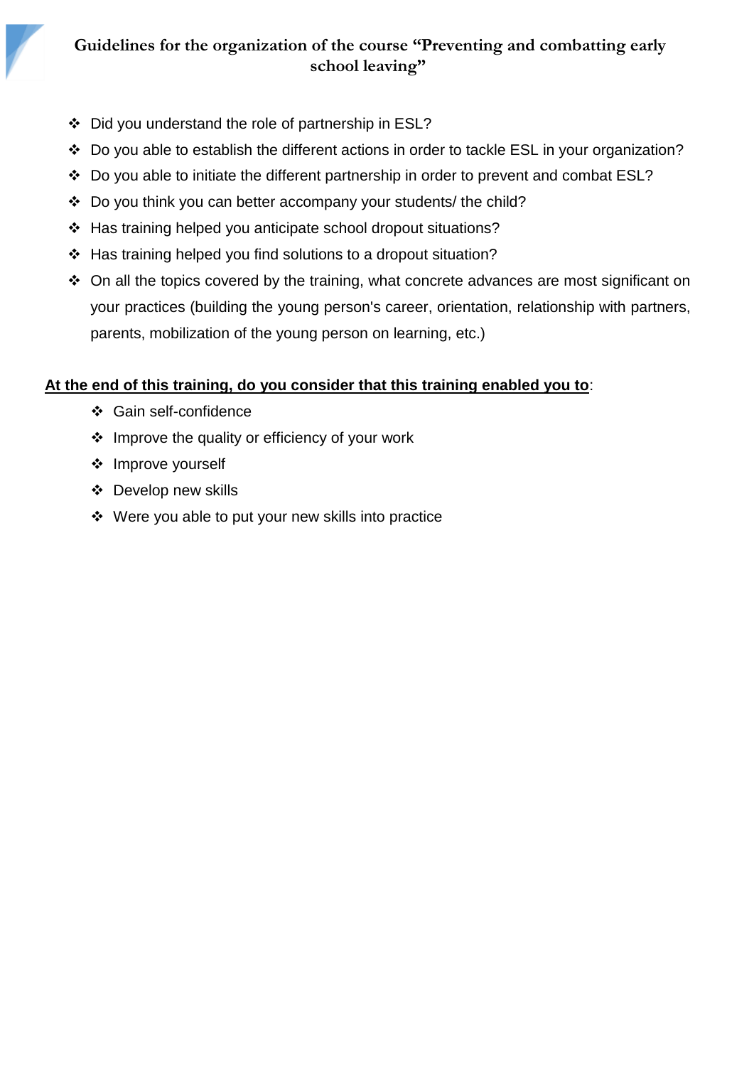- Did you understand the role of partnership in ESL?
- Do you able to establish the different actions in order to tackle ESL in your organization?
- Do you able to initiate the different partnership in order to prevent and combat ESL?
- Do you think you can better accompany your students/ the child?
- Has training helped you anticipate school dropout situations?
- Has training helped you find solutions to a dropout situation?
- On all the topics covered by the training, what concrete advances are most significant on your practices (building the young person's career, orientation, relationship with partners, parents, mobilization of the young person on learning, etc.)

**At the end of this training, do you consider that this training enabled you to**:

- Gain self-confidence
- Improve the quality or efficiency of your work
- Improve yourself
- Develop new skills
- Were you able to put your new skills into practice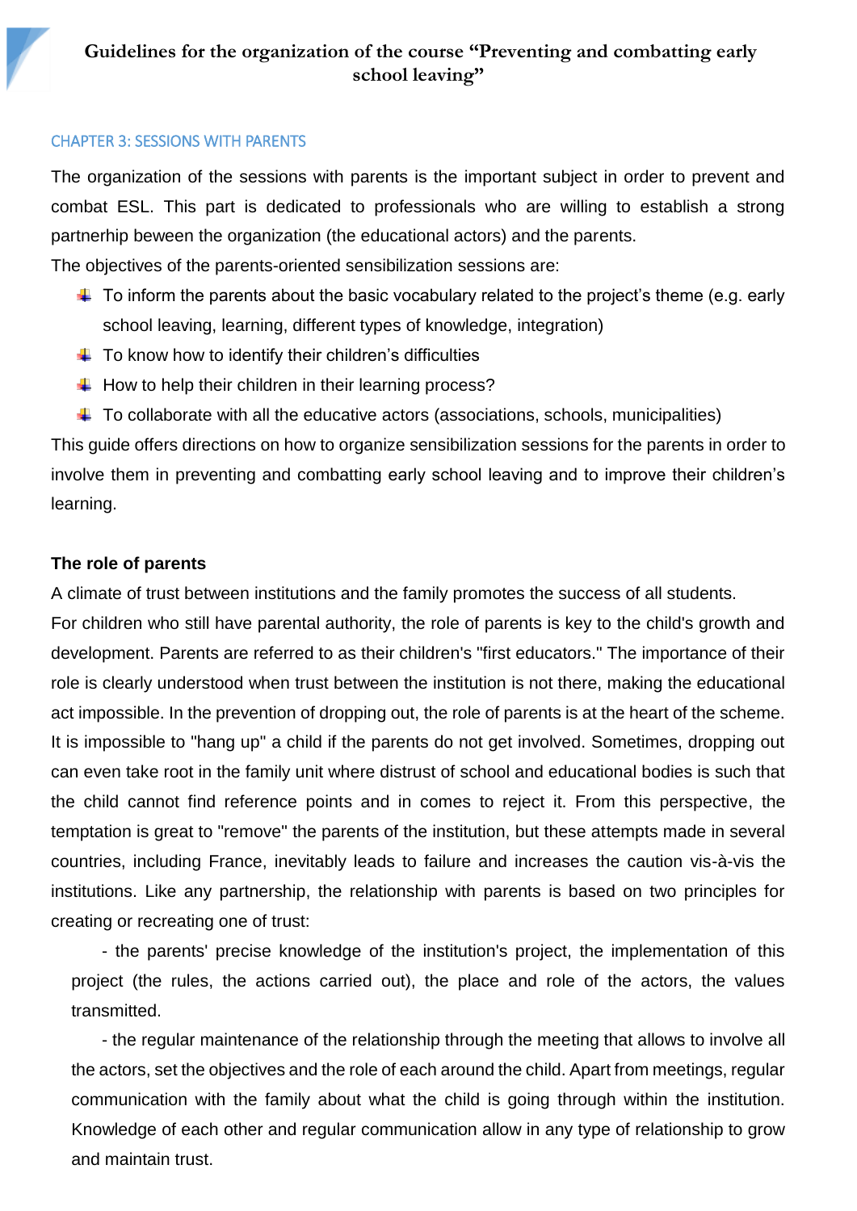## CHAPTER 3: SESSIONS WITH PARENTS

The organization of the sessions with parents is the important subject in order to prevent and combat ESL. This part is dedicated to professionals who are willing to establish a strong partnerhip beween the organization (the educational actors) and the parents.

The objectives of the parents-oriented sensibilization sessions are:

- To inform the parents about the basic vocabulary related to the project's theme (e.g. early school leaving, learning, different types of knowledge, integration)
- To know how to identify their children's difficulties
- How to help their children in their learning process?
- To collaborate with all the educative actors (associations, schools, municipalities)

This guide offers directions on how to organize sensibilization sessions for the parents in order to involve them in preventing and combatting early school leaving and to improve their children's learning.

**The role of parents**

A climate of trust between institutions and the family promotes the success of all students.

For children who still have parental authority, the role of parents is key to the child's growth and development. Parents are referred to as their children's "first educators." The importance of their role is clearly understood when trust between the institution is not there, making the educational act impossible. In the prevention of dropping out, the role of parents is at the heart of the scheme. It is impossible to "hang up" a child if the parents do not get involved. Sometimes, dropping out can even take root in the family unit where distrust of school and educational bodies is such that the child cannot find reference points and in comes to reject it. From this perspective, the temptation is great to "remove" the parents of the institution, but these attempts made in several countries, including France, inevitably leads to failure and increases the caution vis-à-vis the institutions. Like any partnership, the relationship with parents is based on two principles for creating or recreating one of trust:

- the parents' precise knowledge of the institution's project, the implementation of this project (the rules, the actions carried out), the place and role of the actors, the values transmitted.
- the regular maintenance of the relationship through the meeting that allows to involve all the actors, set the objectives and the role of each around the child. Apart from meetings, regular communication with the family about what the child is going through within the institution. Knowledge of each other and regular communication allow in any type of relationship to grow and maintain trust.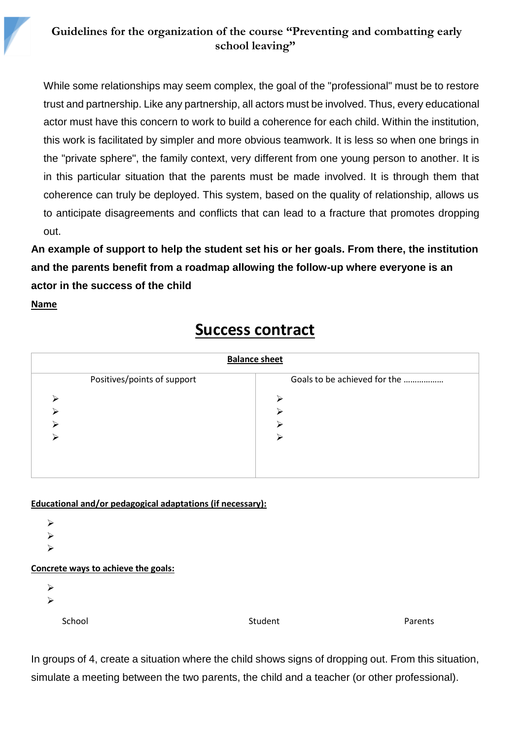While some relationships may seem complex, the goal of the "professional" must be to restore trust and partnership. Like any partnership, all actors must be involved. Thus, every educational actor must have this concern to work to build a coherence for each child. Within the institution, this work is facilitated by simpler and more obvious teamwork. It is less so when one brings in the "private sphere", the family context, very different from one young person to another. It is in this particular situation that the parents must be made involved. It is through them that coherence can truly be deployed. This system, based on the quality of relationship, allows us to anticipate disagreements and conflicts that can lead to a fracture that promotes dropping out.

**An example of support to help the student set his or her goals. From there, the institution and the parents benefit from a roadmap allowing the follow-up where everyone is an actor in the success of the child**

**Name**

# Success contract

| **Balance sheet** | |
|---|---|
| Positives/points of support | Goals to be achieved for the ……………… |
| ➢<br>➢<br>➢<br>➢ | ➢<br>➢<br>➢<br>➢ |

**Educational and/or pedagogical adaptations (if necessary):**

- ➢
- ➢
- ➢

**Concrete ways to achieve the goals:**

- ➢
- ➢

School Student Parents

In groups of 4, create a situation where the child shows signs of dropping out. From this situation, simulate a meeting between the two parents, the child and a teacher (or other professional).